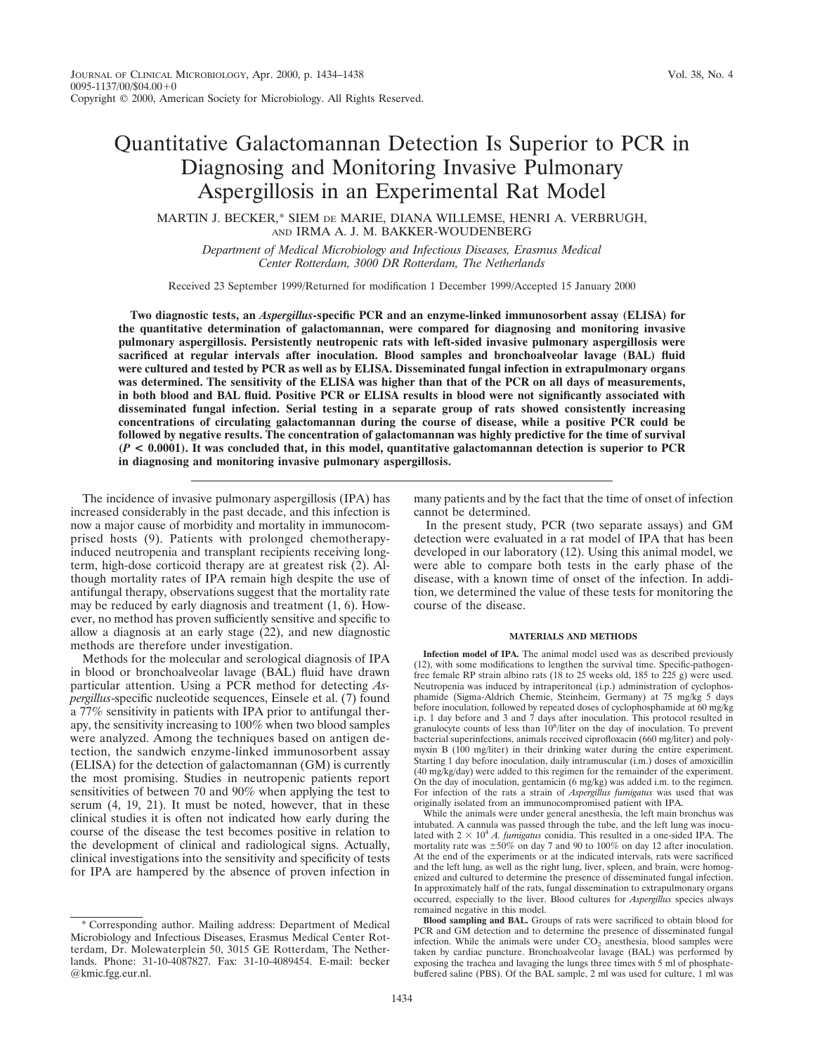# Quantitative Galactomannan Detection Is Superior to PCR in Diagnosing and Monitoring Invasive Pulmonary Aspergillosis in an Experimental Rat Model

MARTIN J. BECKER,* SIEM DE MARIE, DIANA WILLEMSE, HENRI A. VERBRUGH, AND IRMA A. J. M. BAKKER-WOUDENBERG

*Department of Medical Microbiology and Infectious Diseases, Erasmus Medical Center Rotterdam, 3000 DR Rotterdam, The Netherlands*

Received 23 September 1999/Returned for modification 1 December 1999/Accepted 15 January 2000

**Two diagnostic tests, an *Aspergillus*-specific PCR and an enzyme-linked immunosorbent assay (ELISA) for the quantitative determination of galactomannan, were compared for diagnosing and monitoring invasive pulmonary aspergillosis. Persistently neutropenic rats with left-sided invasive pulmonary aspergillosis were sacrificed at regular intervals after inoculation. Blood samples and bronchoalveolar lavage (BAL) fluid were cultured and tested by PCR as well as by ELISA. Disseminated fungal infection in extrapulmonary organs was determined. The sensitivity of the ELISA was higher than that of the PCR on all days of measurements, in both blood and BAL fluid. Positive PCR or ELISA results in blood were not significantly associated with disseminated fungal infection. Serial testing in a separate group of rats showed consistently increasing concentrations of circulating galactomannan during the course of disease, while a positive PCR could be followed by negative results. The concentration of galactomannan was highly predictive for the time of survival ($P < 0.0001$). It was concluded that, in this model, quantitative galactomannan detection is superior to PCR in diagnosing and monitoring invasive pulmonary aspergillosis.**

The incidence of invasive pulmonary aspergillosis (IPA) has increased considerably in the past decade, and this infection is now a major cause of morbidity and mortality in immunocompromised hosts (9). Patients with prolonged chemotherapy-induced neutropenia and transplant recipients receiving long-term, high-dose corticoid therapy are at greatest risk (2). Although mortality rates of IPA remain high despite the use of antifungal therapy, observations suggest that the mortality rate may be reduced by early diagnosis and treatment (1, 6). However, no method has proven sufficiently sensitive and specific to allow a diagnosis at an early stage (22), and new diagnostic methods are therefore under investigation.

Methods for the molecular and serological diagnosis of IPA in blood or bronchoalveolar lavage (BAL) fluid have drawn particular attention. Using a PCR method for detecting *Aspergillus*-specific nucleotide sequences, Einsele et al. (7) found a 77% sensitivity in patients with IPA prior to antifungal therapy, the sensitivity increasing to 100% when two blood samples were analyzed. Among the techniques based on antigen detection, the sandwich enzyme-linked immunosorbent assay (ELISA) for the detection of galactomannan (GM) is currently the most promising. Studies in neutropenic patients report sensitivities of between 70 and 90% when applying the test to serum (4, 19, 21). It must be noted, however, that in these clinical studies it is often not indicated how early during the course of the disease the test becomes positive in relation to the development of clinical and radiological signs. Actually, clinical investigations into the sensitivity and specificity of tests for IPA are hampered by the absence of proven infection in many patients and by the fact that the time of onset of infection cannot be determined.

In the present study, PCR (two separate assays) and GM detection were evaluated in a rat model of IPA that has been developed in our laboratory (12). Using this animal model, we were able to compare both tests in the early phase of the disease, with a known time of onset of the infection. In addition, we determined the value of these tests for monitoring the course of the disease.

## MATERIALS AND METHODS

**Infection model of IPA.** The animal model used was as described previously (12), with some modifications to lengthen the survival time. Specific-pathogen-free female RP strain albino rats (18 to 25 weeks old, 185 to 225 g) were used. Neutropenia was induced by intraperitoneal (i.p.) administration of cyclophosphamide (Sigma-Aldrich Chemie, Steinheim, Germany) at 75 mg/kg 5 days before inoculation, followed by repeated doses of cyclophosphamide at 60 mg/kg i.p. 1 day before and 3 and 7 days after inoculation. This protocol resulted in granulocyte counts of less than $10^8$/liter on the day of inoculation. To prevent bacterial superinfections, animals received ciprofloxacin (660 mg/liter) and polymyxin B (100 mg/liter) in their drinking water during the entire experiment. Starting 1 day before inoculation, daily intramuscular (i.m.) doses of amoxicillin (40 mg/kg/day) were added to this regimen for the remainder of the experiment. On the day of inoculation, gentamicin (6 mg/kg) was added i.m. to the regimen. For infection of the rats a strain of *Aspergillus fumigatus* was used that was originally isolated from an immunocompromised patient with IPA.

While the animals were under general anesthesia, the left main bronchus was intubated. A cannula was passed through the tube, and the left lung was inoculated with $2 \times 10^4$ *A. fumigatus* conidia. This resulted in a one-sided IPA. The mortality rate was ±50% on day 7 and 90 to 100% on day 12 after inoculation. At the end of the experiments or at the indicated intervals, rats were sacrificed and the left lung, as well as the right lung, liver, spleen, and brain, were homogenized and cultured to determine the presence of disseminated fungal infection. In approximately half of the rats, fungal dissemination to extrapulmonary organs occurred, especially to the liver. Blood cultures for *Aspergillus* species always remained negative in this model.

**Blood sampling and BAL.** Groups of rats were sacrificed to obtain blood for PCR and GM detection and to determine the presence of disseminated fungal infection. While the animals were under $CO_2$ anesthesia, blood samples were taken by cardiac puncture. Bronchoalveolar lavage (BAL) was performed by exposing the trachea and lavaging the lungs three times with 5 ml of phosphate-buffered saline (PBS). Of the BAL sample, 2 ml was used for culture, 1 ml was

* Corresponding author. Mailing address: Department of Medical Microbiology and Infectious Diseases, Erasmus Medical Center Rotterdam, Dr. Molewaterplein 50, 3015 GE Rotterdam, The Netherlands. Phone: 31-10-4087827. Fax: 31-10-4089454. E-mail: becker@kmic.fgg.eur.nl.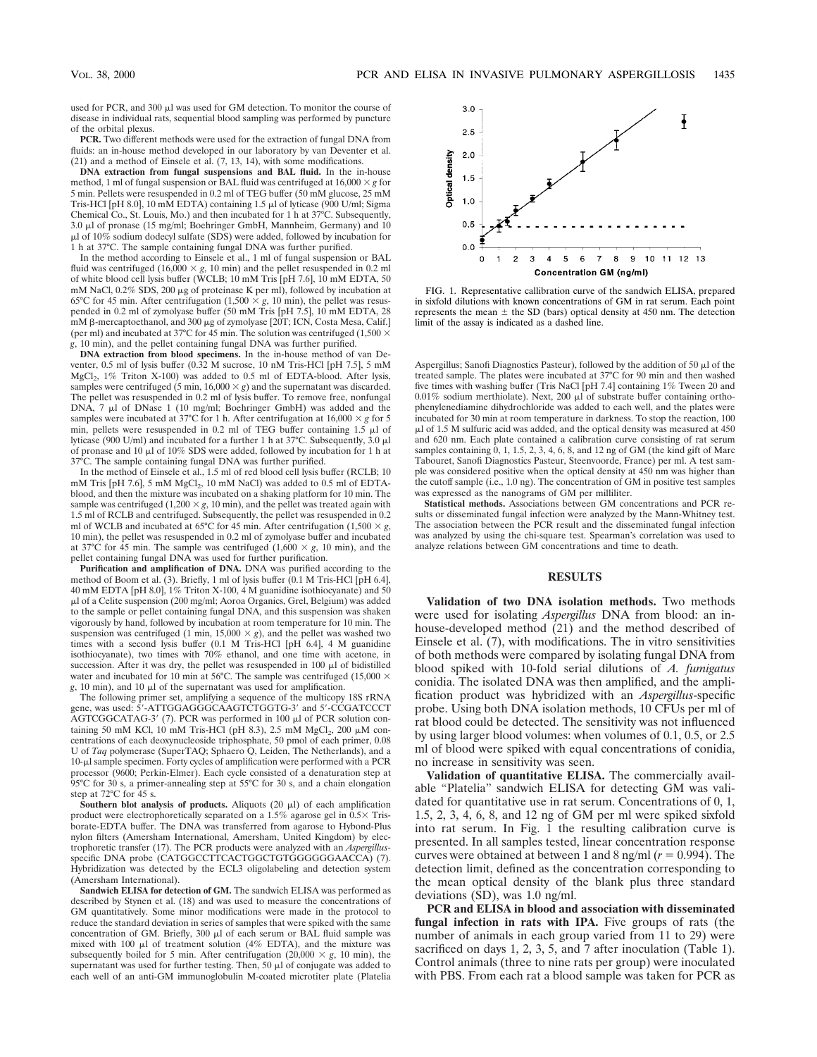used for PCR, and 300 μl was used for GM detection. To monitor the course of disease in individual rats, sequential blood sampling was performed by puncture of the orbital plexus.

**PCR.** Two different methods were used for the extraction of fungal DNA from fluids: an in-house method developed in our laboratory by van Deventer et al. (21) and a method of Einsele et al. (7, 13, 14), with some modifications.

**DNA extraction from fungal suspensions and BAL fluid.** In the in-house method, 1 ml of fungal suspension or BAL fluid was centrifuged at 16,000 × *g* for 5 min. Pellets were resuspended in 0.2 ml of TEG buffer (50 mM glucose, 25 mM Tris-HCl [pH 8.0], 10 mM EDTA) containing 1.5 μl of lyticase (900 U/ml; Sigma Chemical Co., St. Louis, Mo.) and then incubated for 1 h at 37°C. Subsequently, 3.0 μl of pronase (15 mg/ml; Boehringer GmbH, Mannheim, Germany) and 10 μl of 10% sodium dodecyl sulfate (SDS) were added, followed by incubation for 1 h at 37°C. The sample containing fungal DNA was further purified.

In the method according to Einsele et al., 1 ml of fungal suspension or BAL fluid was centrifuged (16,000 × *g*, 10 min) and the pellet resuspended in 0.2 ml of white blood cell lysis buffer (WCLB; 10 mM Tris [pH 7.6], 10 mM EDTA, 50 mM NaCl, 0.2% SDS, 200 μg of proteinase K per ml), followed by incubation at 65°C for 45 min. After centrifugation (1,500 × *g*, 10 min), the pellet was resuspended in 0.2 ml of zymolyase buffer (50 mM Tris [pH 7.5], 10 mM EDTA, 28 mM β-mercaptoethanol, and 300 μg of zymolyase [20T; ICN, Costa Mesa, Calif.] (per ml) and incubated at 37°C for 45 min. The solution was centrifuged (1,500 × *g*, 10 min), and the pellet containing fungal DNA was further purified.

**DNA extraction from blood specimens.** In the in-house method of van Deventer, 0.5 ml of lysis buffer (0.32 M sucrose, 10 nM Tris-HCl [pH 7.5], 5 mM $MgCl_2$, 1% Triton X-100) was added to 0.5 ml of EDTA-blood. After lysis, samples were centrifuged (5 min, 16,000 × *g*) and the supernatant was discarded. The pellet was resuspended in 0.2 ml of lysis buffer. To remove free, nonfungal DNA, 7 μl of DNase 1 (10 mg/ml; Boehringer GmbH) was added and the samples were incubated at 37°C for 1 h. After centrifugation at 16,000 × *g* for 5 min, pellets were resuspended in 0.2 ml of TEG buffer containing 1.5 μl of lyticase (900 U/ml) and incubated for a further 1 h at 37°C. Subsequently, 3.0 μl of pronase and 10 μl of 10% SDS were added, followed by incubation for 1 h at 37°C. The sample containing fungal DNA was further purified.

In the method of Einsele et al., 1.5 ml of red blood cell lysis buffer (RCLB; 10 mM Tris [pH 7.6], 5 mM $MgCl_2$, 10 mM NaCl) was added to 0.5 ml of EDTA-blood, and then the mixture was incubated on a shaking platform for 10 min. The sample was centrifuged (1,200 × *g*, 10 min), and the pellet was treated again with 1.5 ml of RCLB and centrifuged. Subsequently, the pellet was resuspended in 0.2 ml of WCLB and incubated at 65°C for 45 min. After centrifugation (1,500 × *g*, 10 min), the pellet was resuspended in 0.2 ml of zymolyase buffer and incubated at 37°C for 45 min. The sample was centrifuged (1,600 × *g*, 10 min), and the pellet containing fungal DNA was used for further purification.

**Purification and amplification of DNA.** DNA was purified according to the method of Boom et al. (3). Briefly, 1 ml of lysis buffer (0.1 M Tris-HCl [pH 6.4], 40 mM EDTA [pH 8.0], 1% Triton X-100, 4 M guanidine isothiocyanate) and 50 μl of a Celite suspension (200 mg/ml; Aoroa Organics, Grel, Belgium) was added to the sample or pellet containing fungal DNA, and this suspension was shaken vigorously by hand, followed by incubation at room temperature for 10 min. The suspension was centrifuged (1 min, 15,000 × *g*), and the pellet was washed two times with a second lysis buffer (0.1 M Tris-HCl [pH 6.4], 4 M guanidine isothiocyanate), two times with 70% ethanol, and one time with acetone, in succession. After it was dry, the pellet was resuspended in 100 μl of bidistilled water and incubated for 10 min at 56°C. The sample was centrifuged (15,000 × *g*, 10 min), and 10 μl of the supernatant was used for amplification.

The following primer set, amplifying a sequence of the multicopy 18S rRNA gene, was used: 5′-ATTGGAGGGCAAGTCTGGTG-3′ and 5′-CCGATCCCT AGTCGGCATAG-3′ (7). PCR was performed in 100 μl of PCR solution containing 50 mM KCl, 10 mM Tris-HCl (pH 8.3), 2.5 mM $MgCl_2$, 200 μM concentrations of each deoxynucleoside triphosphate, 50 pmol of each primer, 0.08 U of *Taq* polymerase (SuperTAQ; Sphaero Q, Leiden, The Netherlands), and a 10-μl sample specimen. Forty cycles of amplification were performed with a PCR processor (9600; Perkin-Elmer). Each cycle consisted of a denaturation step at 95°C for 30 s, a primer-annealing step at 55°C for 30 s, and a chain elongation step at 72°C for 45 s.

**Southern blot analysis of products.** Aliquots (20 μl) of each amplification product were electrophoretically separated on a 1.5% agarose gel in 0.5× Tris-borate-EDTA buffer. The DNA was transferred from agarose to Hybond-Plus nylon filters (Amersham International, Amersham, United Kingdom) by electrophoretic transfer (17). The PCR products were analyzed with an *Aspergillus*-specific DNA probe (CATGGCCTTCACTGGCTGTGGGGGGAACCA) (7). Hybridization was detected by the ECL3 oligolabeling and detection system (Amersham International).

**Sandwich ELISA for detection of GM.** The sandwich ELISA was performed as described by Stynen et al. (18) and was used to measure the concentrations of GM quantitatively. Some minor modifications were made in the protocol to reduce the standard deviation in series of samples that were spiked with the same concentration of GM. Briefly, 300 μl of each serum or BAL fluid sample was mixed with 100 μl of treatment solution (4% EDTA), and the mixture was subsequently boiled for 5 min. After centrifugation (20,000 × *g*, 10 min), the supernatant was used for further testing. Then, 50 μl of conjugate was added to each well of an anti-GM immunoglobulin M-coated microtiter plate (Platelia Aspergillus; Sanofi Diagnostics Pasteur), followed by the addition of 50 μl of the treated sample. The plates were incubated at 37°C for 90 min and then washed five times with washing buffer (Tris NaCl [pH 7.4] containing 1% Tween 20 and 0.01% sodium merthiolate). Next, 200 μl of substrate buffer containing ortho-phenylenediamine dihydrochloride was added to each well, and the plates were incubated for 30 min at room temperature in darkness. To stop the reaction, 100 μl of 1.5 M sulfuric acid was added, and the optical density was measured at 450 and 620 nm. Each plate contained a calibration curve consisting of rat serum samples containing 0, 1, 1.5, 2, 3, 4, 6, 8, and 12 ng of GM (the kind gift of Marc Tabouret, Sanofi Diagnostics Pasteur, Steenvoorde, France) per ml. A test sample was considered positive when the optical density at 450 nm was higher than the cutoff sample (i.e., 1.0 ng). The concentration of GM in positive test samples was expressed as the nanograms of GM per milliliter.

**Statistical methods.** Associations between GM concentrations and PCR results or disseminated fungal infection were analyzed by the Mann-Whitney test. The association between the PCR result and the disseminated fungal infection was analyzed by using the chi-square test. Spearman's correlation was used to analyze relations between GM concentrations and time to death.

FIG. 1. Representative callibration curve of the sandwich ELISA, prepared in sixfold dilutions with known concentrations of GM in rat serum. Each point represents the mean ± the SD (bars) optical density at 450 nm. The detection limit of the assay is indicated as a dashed line.

## RESULTS

**Validation of two DNA isolation methods.** Two methods were used for isolating *Aspergillus* DNA from blood: an in-house-developed method (21) and the method described of Einsele et al. (7), with modifications. The in vitro sensitivities of both methods were compared by isolating fungal DNA from blood spiked with 10-fold serial dilutions of *A. fumigatus* conidia. The isolated DNA was then amplified, and the amplification product was hybridized with an *Aspergillus*-specific probe. Using both DNA isolation methods, 10 CFUs per ml of rat blood could be detected. The sensitivity was not influenced by using larger blood volumes: when volumes of 0.1, 0.5, or 2.5 ml of blood were spiked with equal concentrations of conidia, no increase in sensitivity was seen.

**Validation of quantitative ELISA.** The commercially available "Platelia" sandwich ELISA for detecting GM was validated for quantitative use in rat serum. Concentrations of 0, 1, 1.5, 2, 3, 4, 6, 8, and 12 ng of GM per ml were spiked sixfold into rat serum. In Fig. 1 the resulting calibration curve is presented. In all samples tested, linear concentration response curves were obtained at between 1 and 8 ng/ml ($r = 0.994$). The detection limit, defined as the concentration corresponding to the mean optical density of the blank plus three standard deviations (SD), was 1.0 ng/ml.

**PCR and ELISA in blood and association with disseminated fungal infection in rats with IPA.** Five groups of rats (the number of animals in each group varied from 11 to 29) were sacrificed on days 1, 2, 3, 5, and 7 after inoculation (Table 1). Control animals (three to nine rats per group) were inoculated with PBS. From each rat a blood sample was taken for PCR as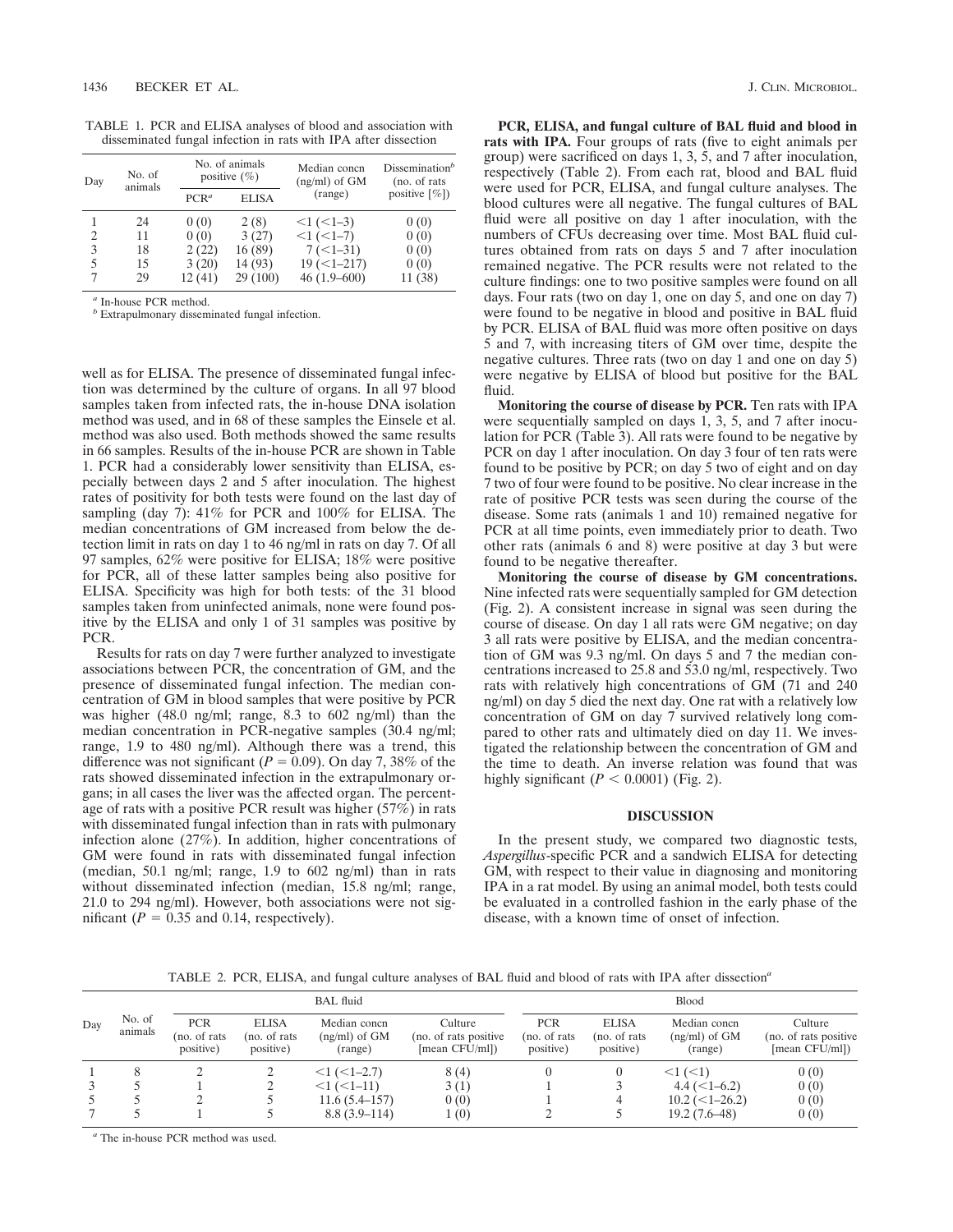TABLE 1. PCR and ELISA analyses of blood and association with disseminated fungal infection in rats with IPA after dissection

| Day | No. of animals | No. of animals positive (%) | | Median concn (ng/ml) of GM (range) | Dissemination[b] (no. of rats positive [%]) |
|---|---|---|---|---|---|
| | | PCR[a] | ELISA | | |
| 1 | 24 | 0 (0) | 2 (8) | <1 (<1–3) | 0 (0) |
| 2 | 11 | 0 (0) | 3 (27) | <1 (<1–7) | 0 (0) |
| 3 | 18 | 2 (22) | 16 (89) | 7 (<1–31) | 0 (0) |
| 5 | 15 | 3 (20) | 14 (93) | 19 (<1–217) | 0 (0) |
| 7 | 29 | 12 (41) | 29 (100) | 46 (1.9–600) | 11 (38) |

[a] In-house PCR method.
[b] Extrapulmonary disseminated fungal infection.

well as for ELISA. The presence of disseminated fungal infection was determined by the culture of organs. In all 97 blood samples taken from infected rats, the in-house DNA isolation method was used, and in 68 of these samples the Einsele et al. method was also used. Both methods showed the same results in 66 samples. Results of the in-house PCR are shown in Table 1. PCR had a considerably lower sensitivity than ELISA, especially between days 2 and 5 after inoculation. The highest rates of positivity for both tests were found on the last day of sampling (day 7): 41% for PCR and 100% for ELISA. The median concentrations of GM increased from below the detection limit in rats on day 1 to 46 ng/ml in rats on day 7. Of all 97 samples, 62% were positive for ELISA; 18% were positive for PCR, all of these latter samples being also positive for ELISA. Specificity was high for both tests: of the 31 blood samples taken from uninfected animals, none were found positive by the ELISA and only 1 of 31 samples was positive by PCR.

Results for rats on day 7 were further analyzed to investigate associations between PCR, the concentration of GM, and the presence of disseminated fungal infection. The median concentration of GM in blood samples that were positive by PCR was higher (48.0 ng/ml; range, 8.3 to 602 ng/ml) than the median concentration in PCR-negative samples (30.4 ng/ml; range, 1.9 to 480 ng/ml). Although there was a trend, this difference was not significant ($P = 0.09$). On day 7, 38% of the rats showed disseminated infection in the extrapulmonary organs; in all cases the liver was the affected organ. The percentage of rats with a positive PCR result was higher (57%) in rats with disseminated fungal infection than in rats with pulmonary infection alone (27%). In addition, higher concentrations of GM were found in rats with disseminated fungal infection (median, 50.1 ng/ml; range, 1.9 to 602 ng/ml) than in rats without disseminated infection (median, 15.8 ng/ml; range, 21.0 to 294 ng/ml). However, both associations were not significant ($P = 0.35$ and 0.14, respectively).

**PCR, ELISA, and fungal culture of BAL fluid and blood in rats with IPA.** Four groups of rats (five to eight animals per group) were sacrificed on days 1, 3, 5, and 7 after inoculation, respectively (Table 2). From each rat, blood and BAL fluid were used for PCR, ELISA, and fungal culture analyses. The blood cultures were all negative. The fungal cultures of BAL fluid were all positive on day 1 after inoculation, with the numbers of CFUs decreasing over time. Most BAL fluid cultures obtained from rats on days 5 and 7 after inoculation remained negative. The PCR results were not related to the culture findings: one to two positive samples were found on all days. Four rats (two on day 1, one on day 5, and one on day 7) were found to be negative in blood and positive in BAL fluid by PCR. ELISA of BAL fluid was more often positive on days 5 and 7, with increasing titers of GM over time, despite the negative cultures. Three rats (two on day 1 and one on day 5) were negative by ELISA of blood but positive for the BAL fluid.

**Monitoring the course of disease by PCR.** Ten rats with IPA were sequentially sampled on days 1, 3, 5, and 7 after inoculation for PCR (Table 3). All rats were found to be negative by PCR on day 1 after inoculation. On day 3 four of ten rats were found to be positive by PCR; on day 5 two of eight and on day 7 two of four were found to be positive. No clear increase in the rate of positive PCR tests was seen during the course of the disease. Some rats (animals 1 and 10) remained negative for PCR at all time points, even immediately prior to death. Two other rats (animals 6 and 8) were positive at day 3 but were found to be negative thereafter.

**Monitoring the course of disease by GM concentrations.** Nine infected rats were sequentially sampled for GM detection (Fig. 2). A consistent increase in signal was seen during the course of disease. On day 1 all rats were GM negative; on day 3 all rats were positive by ELISA, and the median concentration of GM was 9.3 ng/ml. On days 5 and 7 the median concentrations increased to 25.8 and 53.0 ng/ml, respectively. Two rats with relatively high concentrations of GM (71 and 240 ng/ml) on day 5 died the next day. One rat with a relatively low concentration of GM on day 7 survived relatively long compared to other rats and ultimately died on day 11. We investigated the relationship between the concentration of GM and the time to death. An inverse relation was found that was highly significant ($P < 0.0001$) (Fig. 2).

## DISCUSSION

In the present study, we compared two diagnostic tests, *Aspergillus*-specific PCR and a sandwich ELISA for detecting GM, with respect to their value in diagnosing and monitoring IPA in a rat model. By using an animal model, both tests could be evaluated in a controlled fashion in the early phase of the disease, with a known time of onset of infection.

TABLE 2. PCR, ELISA, and fungal culture analyses of BAL fluid and blood of rats with IPA after dissection[a]

| Day | No. of animals | BAL fluid | | | | Blood | | | |
|---|---|---|---|---|---|---|---|---|---|
| | | PCR (no. of rats positive) | ELISA (no. of rats positive) | Median concn (ng/ml) of GM (range) | Culture (no. of rats positive [mean CFU/ml]) | PCR (no. of rats positive) | ELISA (no. of rats positive) | Median concn (ng/ml) of GM (range) | Culture (no. of rats positive [mean CFU/ml]) |
| 1 | 8 | 2 | 2 | <1 (<1–2.7) | 8 (4) | 0 | 0 | <1 (<1) | 0 (0) |
| 3 | 5 | 1 | 2 | <1 (<1–11) | 3 (1) | 1 | 3 | 4.4 (<1–6.2) | 0 (0) |
| 5 | 5 | 2 | 5 | 11.6 (5.4–157) | 0 (0) | 1 | 4 | 10.2 (<1–26.2) | 0 (0) |
| 7 | 5 | 1 | 5 | 8.8 (3.9–114) | 1 (0) | 2 | 5 | 19.2 (7.6–48) | 0 (0) |

[a] The in-house PCR method was used.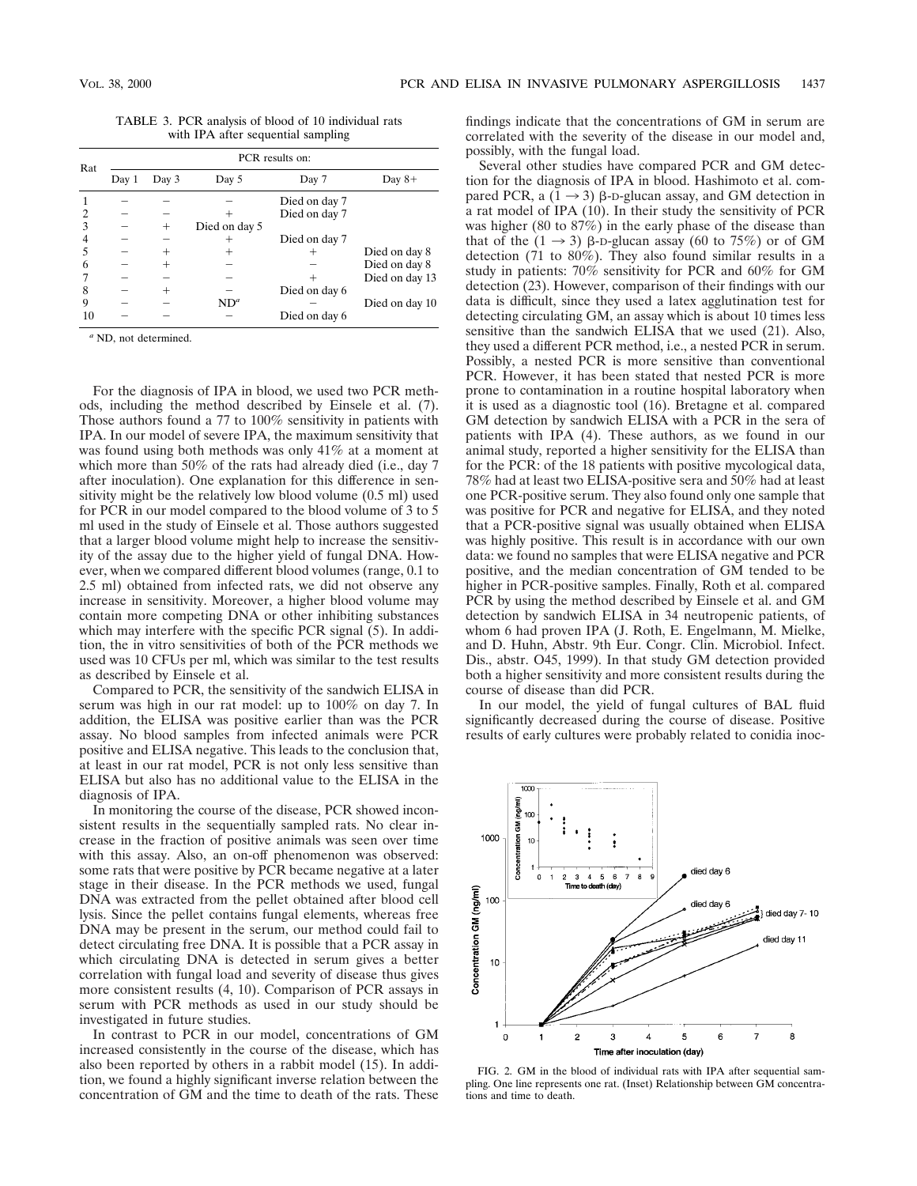TABLE 3. PCR analysis of blood of 10 individual rats with IPA after sequential sampling

| Rat | PCR results on: | | | | |
|---|---|---|---|---|---|
| | Day 1 | Day 3 | Day 5 | Day 7 | Day 8+ |
| 1 | − | − | − | Died on day 7 | |
| 2 | − | − | + | Died on day 7 | |
| 3 | − | + | Died on day 5 | | |
| 4 | − | − | + | Died on day 7 | |
| 5 | − | + | + | + | Died on day 8 |
| 6 | − | + | − | − | Died on day 8 |
| 7 | − | − | − | + | Died on day 13 |
| 8 | − | + | − | Died on day 6 | |
| 9 | − | − | ND[a] | − | Died on day 10 |
| 10 | − | − | − | Died on day 6 | |

[a] ND, not determined.

For the diagnosis of IPA in blood, we used two PCR methods, including the method described by Einsele et al. (7). Those authors found a 77 to 100% sensitivity in patients with IPA. In our model of severe IPA, the maximum sensitivity that was found using both methods was only 41% at a moment at which more than 50% of the rats had already died (i.e., day 7 after inoculation). One explanation for this difference in sensitivity might be the relatively low blood volume (0.5 ml) used for PCR in our model compared to the blood volume of 3 to 5 ml used in the study of Einsele et al. Those authors suggested that a larger blood volume might help to increase the sensitivity of the assay due to the higher yield of fungal DNA. However, when we compared different blood volumes (range, 0.1 to 2.5 ml) obtained from infected rats, we did not observe any increase in sensitivity. Moreover, a higher blood volume may contain more competing DNA or other inhibiting substances which may interfere with the specific PCR signal (5). In addition, the in vitro sensitivities of both of the PCR methods we used was 10 CFUs per ml, which was similar to the test results as described by Einsele et al.

Compared to PCR, the sensitivity of the sandwich ELISA in serum was high in our rat model: up to 100% on day 7. In addition, the ELISA was positive earlier than was the PCR assay. No blood samples from infected animals were PCR positive and ELISA negative. This leads to the conclusion that, at least in our rat model, PCR is not only less sensitive than ELISA but also has no additional value to the ELISA in the diagnosis of IPA.

In monitoring the course of the disease, PCR showed inconsistent results in the sequentially sampled rats. No clear increase in the fraction of positive animals was seen over time with this assay. Also, an on-off phenomenon was observed: some rats that were positive by PCR became negative at a later stage in their disease. In the PCR methods we used, fungal DNA was extracted from the pellet obtained after blood cell lysis. Since the pellet contains fungal elements, whereas free DNA may be present in the serum, our method could fail to detect circulating free DNA. It is possible that a PCR assay in which circulating DNA is detected in serum gives a better correlation with fungal load and severity of disease thus gives more consistent results (4, 10). Comparison of PCR assays in serum with PCR methods as used in our study should be investigated in future studies.

In contrast to PCR in our model, concentrations of GM increased consistently in the course of the disease, which has also been reported by others in a rabbit model (15). In addition, we found a highly significant inverse relation between the concentration of GM and the time to death of the rats. These findings indicate that the concentrations of GM in serum are correlated with the severity of the disease in our model and, possibly, with the fungal load.

Several other studies have compared PCR and GM detection for the diagnosis of IPA in blood. Hashimoto et al. compared PCR, a $(1 \rightarrow 3)$ β-D-glucan assay, and GM detection in a rat model of IPA (10). In their study the sensitivity of PCR was higher (80 to 87%) in the early phase of the disease than that of the $(1 \rightarrow 3)$ β-D-glucan assay (60 to 75%) or of GM detection (71 to 80%). They also found similar results in a study in patients: 70% sensitivity for PCR and 60% for GM detection (23). However, comparison of their findings with our data is difficult, since they used a latex agglutination test for detecting circulating GM, an assay which is about 10 times less sensitive than the sandwich ELISA that we used (21). Also, they used a different PCR method, i.e., a nested PCR in serum. Possibly, a nested PCR is more sensitive than conventional PCR. However, it has been stated that nested PCR is more prone to contamination in a routine hospital laboratory when it is used as a diagnostic tool (16). Bretagne et al. compared GM detection by sandwich ELISA with a PCR in the sera of patients with IPA (4). These authors, as we found in our animal study, reported a higher sensitivity for the ELISA than for the PCR: of the 18 patients with positive mycological data, 78% had at least two ELISA-positive sera and 50% had at least one PCR-positive serum. They also found only one sample that was positive for PCR and negative for ELISA, and they noted that a PCR-positive signal was usually obtained when ELISA was highly positive. This result is in accordance with our own data: we found no samples that were ELISA negative and PCR positive, and the median concentration of GM tended to be higher in PCR-positive samples. Finally, Roth et al. compared PCR by using the method described by Einsele et al. and GM detection by sandwich ELISA in 34 neutropenic patients, of whom 6 had proven IPA (J. Roth, E. Engelmann, M. Mielke, and D. Huhn, Abstr. 9th Eur. Congr. Clin. Microbiol. Infect. Dis., abstr. O45, 1999). In that study GM detection provided both a higher sensitivity and more consistent results during the course of disease than did PCR.

In our model, the yield of fungal cultures of BAL fluid significantly decreased during the course of disease. Positive results of early cultures were probably related to conidia inoc-

FIG. 2. GM in the blood of individual rats with IPA after sequential sampling. One line represents one rat. (Inset) Relationship between GM concentrations and time to death.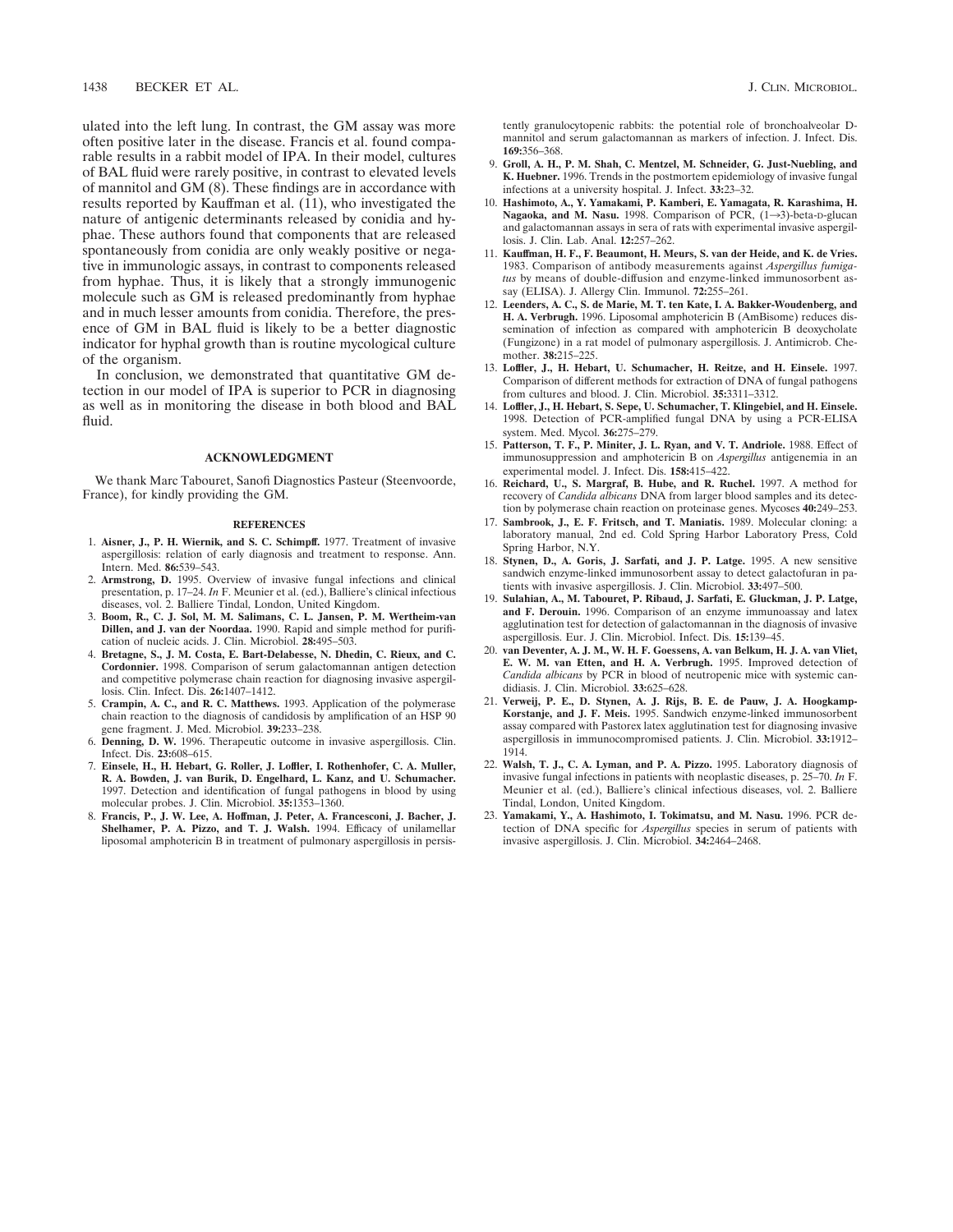ulated into the left lung. In contrast, the GM assay was more often positive later in the disease. Francis et al. found comparable results in a rabbit model of IPA. In their model, cultures of BAL fluid were rarely positive, in contrast to elevated levels of mannitol and GM (8). These findings are in accordance with results reported by Kauffman et al. (11), who investigated the nature of antigenic determinants released by conidia and hyphae. These authors found that components that are released spontaneously from conidia are only weakly positive or negative in immunologic assays, in contrast to components released from hyphae. Thus, it is likely that a strongly immunogenic molecule such as GM is released predominantly from hyphae and in much lesser amounts from conidia. Therefore, the presence of GM in BAL fluid is likely to be a better diagnostic indicator for hyphal growth than is routine mycological culture of the organism.

In conclusion, we demonstrated that quantitative GM detection in our model of IPA is superior to PCR in diagnosing as well as in monitoring the disease in both blood and BAL fluid.

## ACKNOWLEDGMENT

We thank Marc Tabouret, Sanofi Diagnostics Pasteur (Steenvoorde, France), for kindly providing the GM.

## REFERENCES

1. **Aisner, J., P. H. Wiernik, and S. C. Schimpff.** 1977. Treatment of invasive aspergillosis: relation of early diagnosis and treatment to response. Ann. Intern. Med. **86:**539–543.
2. **Armstrong, D.** 1995. Overview of invasive fungal infections and clinical presentation, p. 17–24. *In* F. Meunier et al. (ed.), Balliere's clinical infectious diseases, vol. 2. Balliere Tindal, London, United Kingdom.
3. **Boom, R., C. J. Sol, M. M. Salimans, C. L. Jansen, P. M. Wertheim-van Dillen, and J. van der Noordaa.** 1990. Rapid and simple method for purification of nucleic acids. J. Clin. Microbiol. **28:**495–503.
4. **Bretagne, S., J. M. Costa, E. Bart-Delabesse, N. Dhedin, C. Rieux, and C. Cordonnier.** 1998. Comparison of serum galactomannan antigen detection and competitive polymerase chain reaction for diagnosing invasive aspergillosis. Clin. Infect. Dis. **26:**1407–1412.
5. **Crampin, A. C., and R. C. Matthews.** 1993. Application of the polymerase chain reaction to the diagnosis of candidosis by amplification of an HSP 90 gene fragment. J. Med. Microbiol. **39:**233–238.
6. **Denning, D. W.** 1996. Therapeutic outcome in invasive aspergillosis. Clin. Infect. Dis. **23:**608–615.
7. **Einsele, H., H. Hebart, G. Roller, J. Loffler, I. Rothenhofer, C. A. Muller, R. A. Bowden, J. van Burik, D. Engelhard, L. Kanz, and U. Schumacher.** 1997. Detection and identification of fungal pathogens in blood by using molecular probes. J. Clin. Microbiol. **35:**1353–1360.
8. **Francis, P., J. W. Lee, A. Hoffman, J. Peter, A. Francesconi, J. Bacher, J. Shelhamer, P. A. Pizzo, and T. J. Walsh.** 1994. Efficacy of unilamellar liposomal amphotericin B in treatment of pulmonary aspergillosis in persistently granulocytopenic rabbits: the potential role of bronchoalveolar D-mannitol and serum galactomannan as markers of infection. J. Infect. Dis. **169:**356–368.
9. **Groll, A. H., P. M. Shah, C. Mentzel, M. Schneider, G. Just-Nuebling, and K. Huebner.** 1996. Trends in the postmortem epidemiology of invasive fungal infections at a university hospital. J. Infect. **33:**23–32.
10. **Hashimoto, A., Y. Yamakami, P. Kamberi, E. Yamagata, R. Karashima, H. Nagaoka, and M. Nasu.** 1998. Comparison of PCR, $(1\rightarrow3)$-beta-D-glucan and galactomannan assays in sera of rats with experimental invasive aspergillosis. J. Clin. Lab. Anal. **12:**257–262.
11. **Kauffman, H. F., F. Beaumont, H. Meurs, S. van der Heide, and K. de Vries.** 1983. Comparison of antibody measurements against *Aspergillus fumigatus* by means of double-diffusion and enzyme-linked immunosorbent assay (ELISA). J. Allergy Clin. Immunol. **72:**255–261.
12. **Leenders, A. C., S. de Marie, M. T. ten Kate, I. A. Bakker-Woudenberg, and H. A. Verbrugh.** 1996. Liposomal amphotericin B (AmBisome) reduces dissemination of infection as compared with amphotericin B deoxycholate (Fungizone) in a rat model of pulmonary aspergillosis. J. Antimicrob. Chemother. **38:**215–225.
13. **Loffler, J., H. Hebart, U. Schumacher, H. Reitze, and H. Einsele.** 1997. Comparison of different methods for extraction of DNA of fungal pathogens from cultures and blood. J. Clin. Microbiol. **35:**3311–3312.
14. **Loffler, J., H. Hebart, S. Sepe, U. Schumacher, T. Klingebiel, and H. Einsele.** 1998. Detection of PCR-amplified fungal DNA by using a PCR-ELISA system. Med. Mycol. **36:**275–279.
15. **Patterson, T. F., P. Miniter, J. L. Ryan, and V. T. Andriole.** 1988. Effect of immunosuppression and amphotericin B on *Aspergillus* antigenemia in an experimental model. J. Infect. Dis. **158:**415–422.
16. **Reichard, U., S. Margraf, B. Hube, and R. Ruchel.** 1997. A method for recovery of *Candida albicans* DNA from larger blood samples and its detection by polymerase chain reaction on proteinase genes. Mycoses **40:**249–253.
17. **Sambrook, J., E. F. Fritsch, and T. Maniatis.** 1989. Molecular cloning: a laboratory manual, 2nd ed. Cold Spring Harbor Laboratory Press, Cold Spring Harbor, N.Y.
18. **Stynen, D., A. Goris, J. Sarfati, and J. P. Latge.** 1995. A new sensitive sandwich enzyme-linked immunosorbent assay to detect galactofuran in patients with invasive aspergillosis. J. Clin. Microbiol. **33:**497–500.
19. **Sulahian, A., M. Tabouret, P. Ribaud, J. Sarfati, E. Gluckman, J. P. Latge, and F. Derouin.** 1996. Comparison of an enzyme immunoassay and latex agglutination test for detection of galactomannan in the diagnosis of invasive aspergillosis. Eur. J. Clin. Microbiol. Infect. Dis. **15:**139–45.
20. **van Deventer, A. J. M., W. H. F. Goessens, A. van Belkum, H. J. A. van Vliet, E. W. M. van Etten, and H. A. Verbrugh.** 1995. Improved detection of *Candida albicans* by PCR in blood of neutropenic mice with systemic candidiasis. J. Clin. Microbiol. **33:**625–628.
21. **Verweij, P. E., D. Stynen, A. J. Rijs, B. E. de Pauw, J. A. Hoogkamp-Korstanje, and J. F. Meis.** 1995. Sandwich enzyme-linked immunosorbent assay compared with Pastorex latex agglutination test for diagnosing invasive aspergillosis in immunocompromised patients. J. Clin. Microbiol. **33:**1912–1914.
22. **Walsh, T. J., C. A. Lyman, and P. A. Pizzo.** 1995. Laboratory diagnosis of invasive fungal infections in patients with neoplastic diseases, p. 25–70. *In* F. Meunier et al. (ed.), Balliere's clinical infectious diseases, vol. 2. Balliere Tindal, London, United Kingdom.
23. **Yamakami, Y., A. Hashimoto, I. Tokimatsu, and M. Nasu.** 1996. PCR detection of DNA specific for *Aspergillus* species in serum of patients with invasive aspergillosis. J. Clin. Microbiol. **34:**2464–2468.